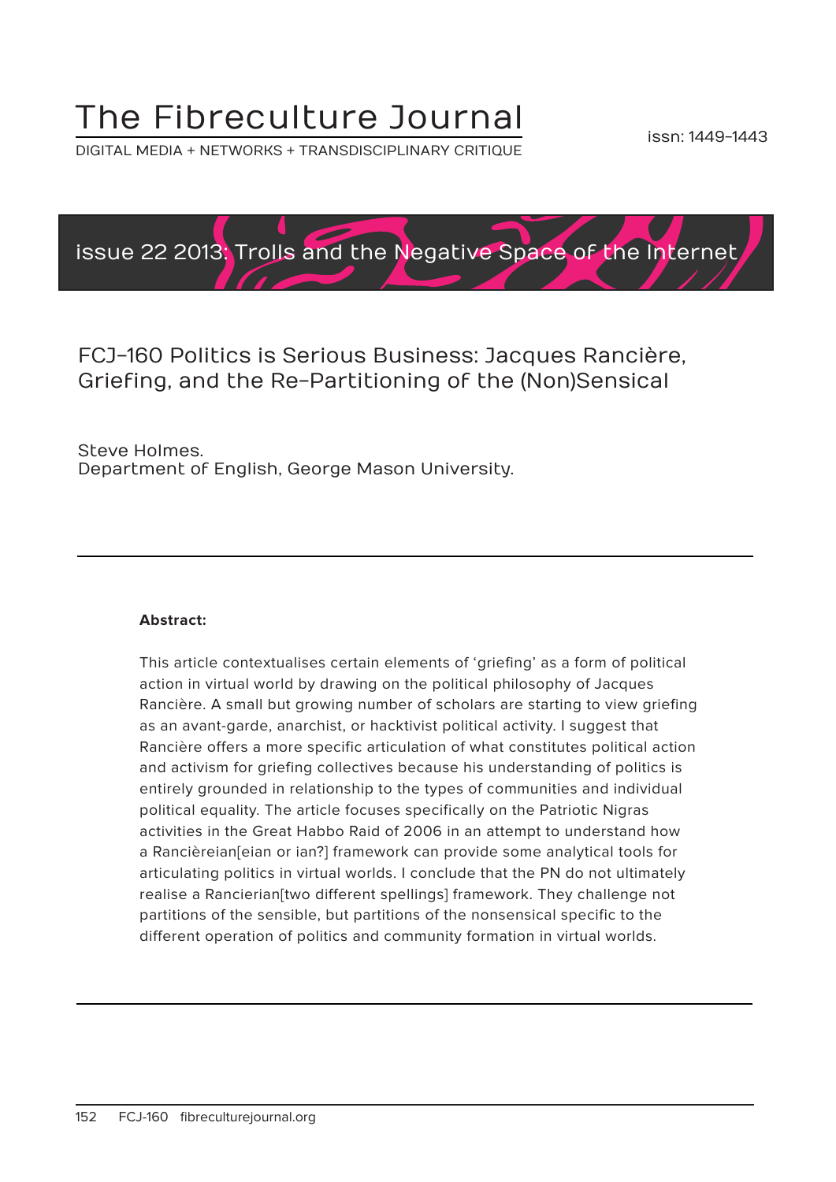# The Fibreculture Journal

DIGITAL MEDIA + NETWORKS + TRANSDISCIPLINARY CRITIQUE

issn: 1449-1443

issue 22 2013: Trolls and the Negative Space of the Internet

## FCJ-160 Politics is Serious Business: Jacques Rancière, Griefing, and the Re-Partitioning of the (Non)Sensical

Steve Holmes.
Department of English, George Mason University.

---

**Abstract:**

This article contextualises certain elements of 'griefing' as a form of political action in virtual world by drawing on the political philosophy of Jacques Rancière. A small but growing number of scholars are starting to view griefing as an avant-garde, anarchist, or hacktivist political activity. I suggest that Rancière offers a more specific articulation of what constitutes political action and activism for griefing collectives because his understanding of politics is entirely grounded in relationship to the types of communities and individual political equality. The article focuses specifically on the Patriotic Nigras activities in the Great Habbo Raid of 2006 in an attempt to understand how a Rancièreian[eian or ian?] framework can provide some analytical tools for articulating politics in virtual worlds. I conclude that the PN do not ultimately realise a Rancierian[two different spellings] framework. They challenge not partitions of the sensible, but partitions of the nonsensical specific to the different operation of politics and community formation in virtual worlds.

---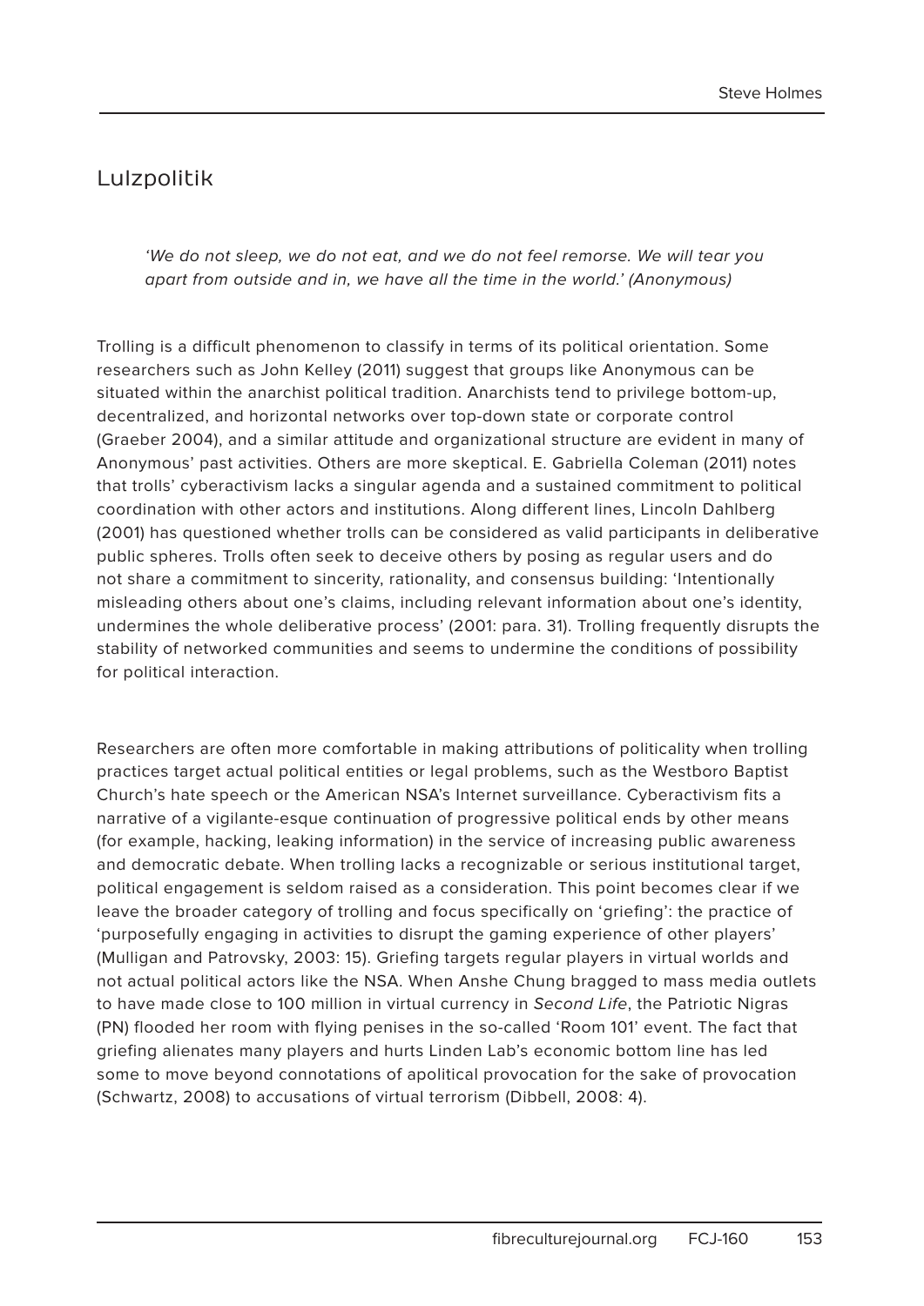## Lulzpolitik

*'We do not sleep, we do not eat, and we do not feel remorse. We will tear you apart from outside and in, we have all the time in the world.' (Anonymous)*

Trolling is a difficult phenomenon to classify in terms of its political orientation. Some researchers such as John Kelley (2011) suggest that groups like Anonymous can be situated within the anarchist political tradition. Anarchists tend to privilege bottom-up, decentralized, and horizontal networks over top-down state or corporate control (Graeber 2004), and a similar attitude and organizational structure are evident in many of Anonymous' past activities. Others are more skeptical. E. Gabriella Coleman (2011) notes that trolls' cyberactivism lacks a singular agenda and a sustained commitment to political coordination with other actors and institutions. Along different lines, Lincoln Dahlberg (2001) has questioned whether trolls can be considered as valid participants in deliberative public spheres. Trolls often seek to deceive others by posing as regular users and do not share a commitment to sincerity, rationality, and consensus building: 'Intentionally misleading others about one's claims, including relevant information about one's identity, undermines the whole deliberative process' (2001: para. 31). Trolling frequently disrupts the stability of networked communities and seems to undermine the conditions of possibility for political interaction.

Researchers are often more comfortable in making attributions of politicality when trolling practices target actual political entities or legal problems, such as the Westboro Baptist Church's hate speech or the American NSA's Internet surveillance. Cyberactivism fits a narrative of a vigilante-esque continuation of progressive political ends by other means (for example, hacking, leaking information) in the service of increasing public awareness and democratic debate. When trolling lacks a recognizable or serious institutional target, political engagement is seldom raised as a consideration. This point becomes clear if we leave the broader category of trolling and focus specifically on 'griefing': the practice of 'purposefully engaging in activities to disrupt the gaming experience of other players' (Mulligan and Patrovsky, 2003: 15). Griefing targets regular players in virtual worlds and not actual political actors like the NSA. When Anshe Chung bragged to mass media outlets to have made close to 100 million in virtual currency in *Second Life*, the Patriotic Nigras (PN) flooded her room with flying penises in the so-called 'Room 101' event. The fact that griefing alienates many players and hurts Linden Lab's economic bottom line has led some to move beyond connotations of apolitical provocation for the sake of provocation (Schwartz, 2008) to accusations of virtual terrorism (Dibbell, 2008: 4).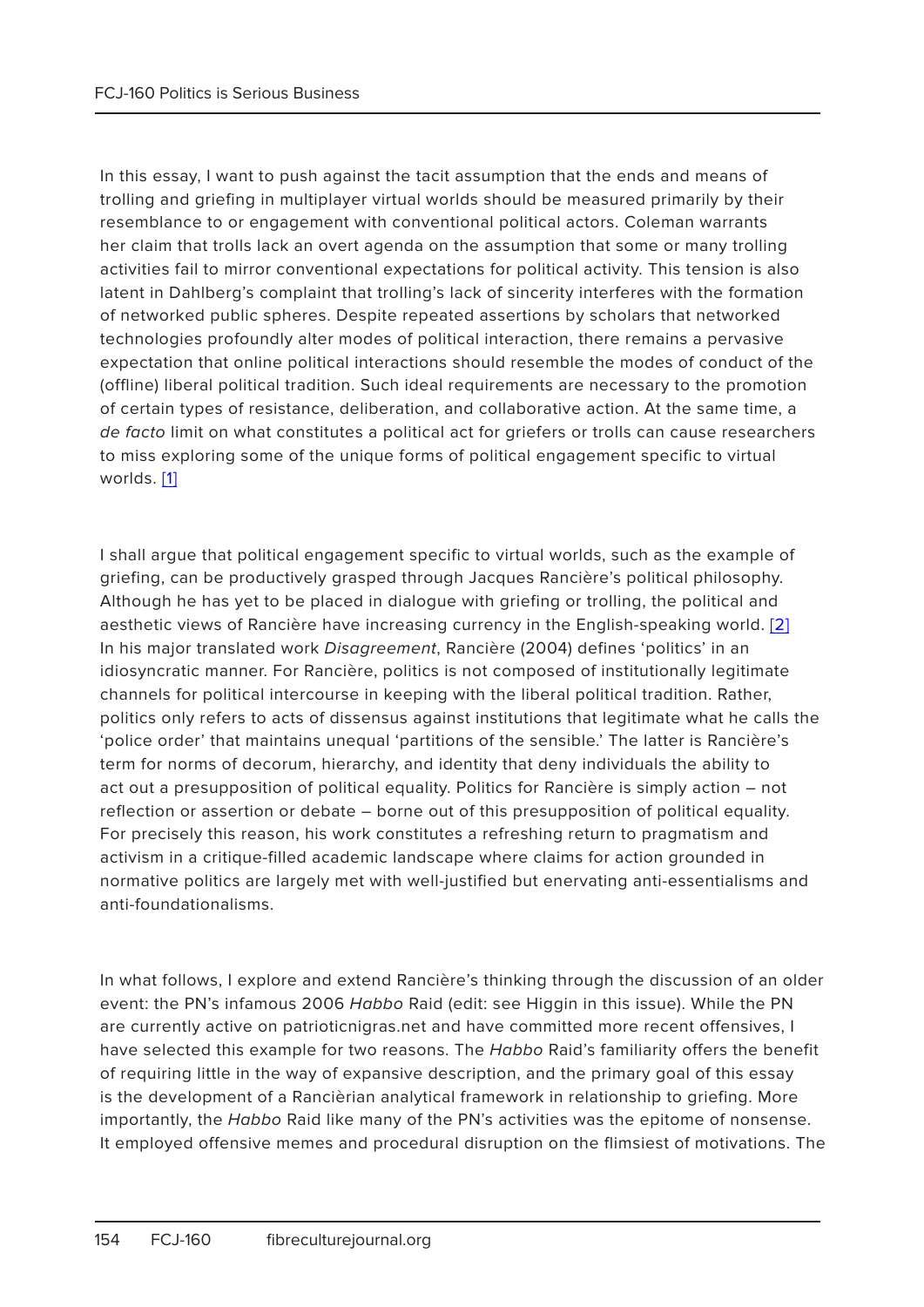In this essay, I want to push against the tacit assumption that the ends and means of trolling and griefing in multiplayer virtual worlds should be measured primarily by their resemblance to or engagement with conventional political actors. Coleman warrants her claim that trolls lack an overt agenda on the assumption that some or many trolling activities fail to mirror conventional expectations for political activity. This tension is also latent in Dahlberg's complaint that trolling's lack of sincerity interferes with the formation of networked public spheres. Despite repeated assertions by scholars that networked technologies profoundly alter modes of political interaction, there remains a pervasive expectation that online political interactions should resemble the modes of conduct of the (offline) liberal political tradition. Such ideal requirements are necessary to the promotion of certain types of resistance, deliberation, and collaborative action. At the same time, a *de facto* limit on what constitutes a political act for griefers or trolls can cause researchers to miss exploring some of the unique forms of political engagement specific to virtual worlds. [1]

I shall argue that political engagement specific to virtual worlds, such as the example of griefing, can be productively grasped through Jacques Rancière's political philosophy. Although he has yet to be placed in dialogue with griefing or trolling, the political and aesthetic views of Rancière have increasing currency in the English-speaking world. [2] In his major translated work *Disagreement*, Rancière (2004) defines 'politics' in an idiosyncratic manner. For Rancière, politics is not composed of institutionally legitimate channels for political intercourse in keeping with the liberal political tradition. Rather, politics only refers to acts of dissensus against institutions that legitimate what he calls the 'police order' that maintains unequal 'partitions of the sensible.' The latter is Rancière's term for norms of decorum, hierarchy, and identity that deny individuals the ability to act out a presupposition of political equality. Politics for Rancière is simply action – not reflection or assertion or debate – borne out of this presupposition of political equality. For precisely this reason, his work constitutes a refreshing return to pragmatism and activism in a critique-filled academic landscape where claims for action grounded in normative politics are largely met with well-justified but enervating anti-essentialisms and anti-foundationalisms.

In what follows, I explore and extend Rancière's thinking through the discussion of an older event: the PN's infamous 2006 *Habbo* Raid (edit: see Higgin in this issue). While the PN are currently active on patrioticnigras.net and have committed more recent offensives, I have selected this example for two reasons. The *Habbo* Raid's familiarity offers the benefit of requiring little in the way of expansive description, and the primary goal of this essay is the development of a Rancièrian analytical framework in relationship to griefing. More importantly, the *Habbo* Raid like many of the PN's activities was the epitome of nonsense. It employed offensive memes and procedural disruption on the flimsiest of motivations. The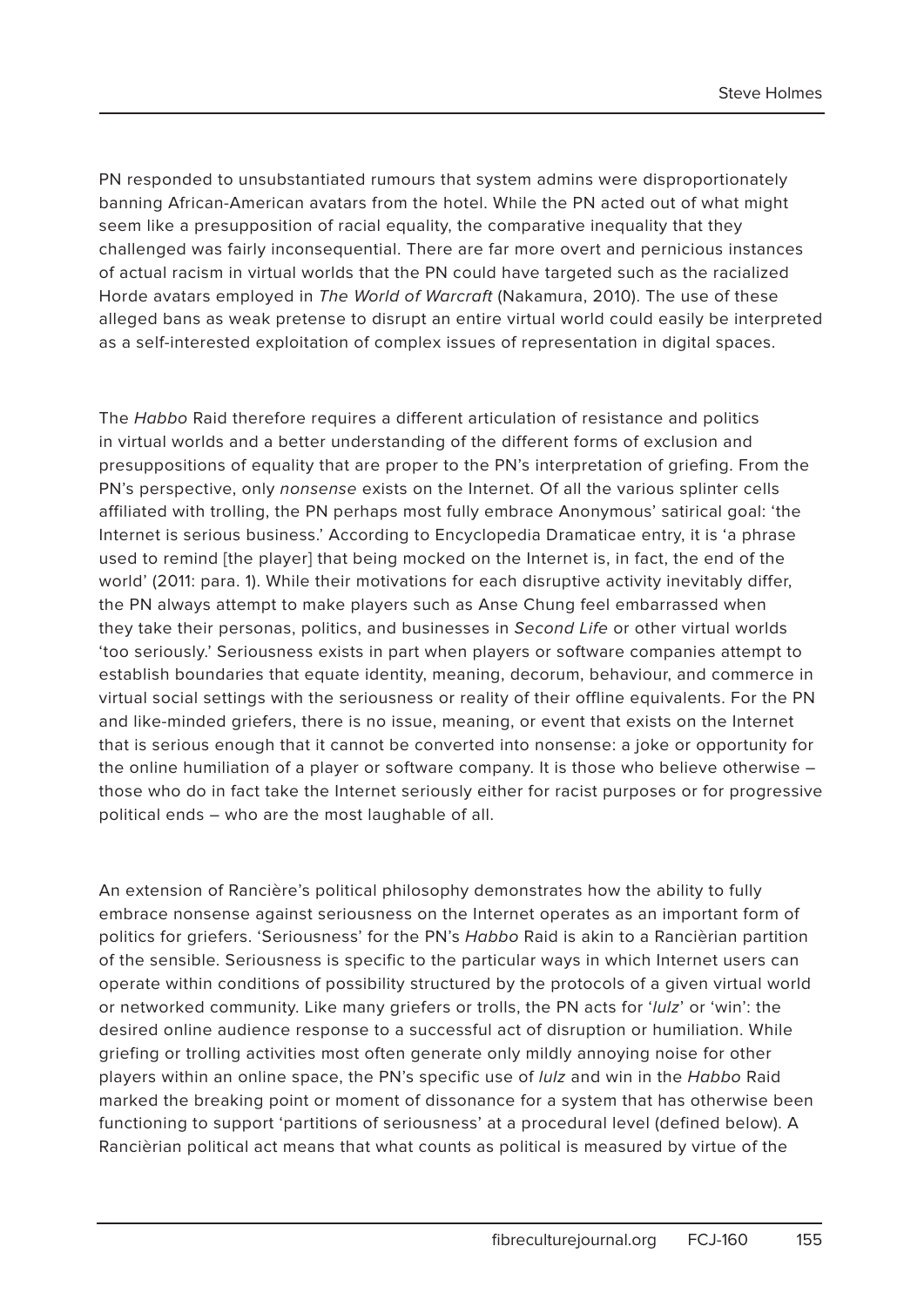PN responded to unsubstantiated rumours that system admins were disproportionately banning African-American avatars from the hotel. While the PN acted out of what might seem like a presupposition of racial equality, the comparative inequality that they challenged was fairly inconsequential. There are far more overt and pernicious instances of actual racism in virtual worlds that the PN could have targeted such as the racialized Horde avatars employed in *The World of Warcraft* (Nakamura, 2010). The use of these alleged bans as weak pretense to disrupt an entire virtual world could easily be interpreted as a self-interested exploitation of complex issues of representation in digital spaces.

The *Habbo* Raid therefore requires a different articulation of resistance and politics in virtual worlds and a better understanding of the different forms of exclusion and presuppositions of equality that are proper to the PN's interpretation of griefing. From the PN's perspective, only *nonsense* exists on the Internet. Of all the various splinter cells affiliated with trolling, the PN perhaps most fully embrace Anonymous' satirical goal: 'the Internet is serious business.' According to Encyclopedia Dramaticae entry, it is 'a phrase used to remind [the player] that being mocked on the Internet is, in fact, the end of the world' (2011: para. 1). While their motivations for each disruptive activity inevitably differ, the PN always attempt to make players such as Anse Chung feel embarrassed when they take their personas, politics, and businesses in *Second Life* or other virtual worlds 'too seriously.' Seriousness exists in part when players or software companies attempt to establish boundaries that equate identity, meaning, decorum, behaviour, and commerce in virtual social settings with the seriousness or reality of their offline equivalents. For the PN and like-minded griefers, there is no issue, meaning, or event that exists on the Internet that is serious enough that it cannot be converted into nonsense: a joke or opportunity for the online humiliation of a player or software company. It is those who believe otherwise – those who do in fact take the Internet seriously either for racist purposes or for progressive political ends – who are the most laughable of all.

An extension of Rancière's political philosophy demonstrates how the ability to fully embrace nonsense against seriousness on the Internet operates as an important form of politics for griefers. 'Seriousness' for the PN's *Habbo* Raid is akin to a Rancièrian partition of the sensible. Seriousness is specific to the particular ways in which Internet users can operate within conditions of possibility structured by the protocols of a given virtual world or networked community. Like many griefers or trolls, the PN acts for '*lulz*' or 'win': the desired online audience response to a successful act of disruption or humiliation. While griefing or trolling activities most often generate only mildly annoying noise for other players within an online space, the PN's specific use of *lulz* and win in the *Habbo* Raid marked the breaking point or moment of dissonance for a system that has otherwise been functioning to support 'partitions of seriousness' at a procedural level (defined below). A Rancièrian political act means that what counts as political is measured by virtue of the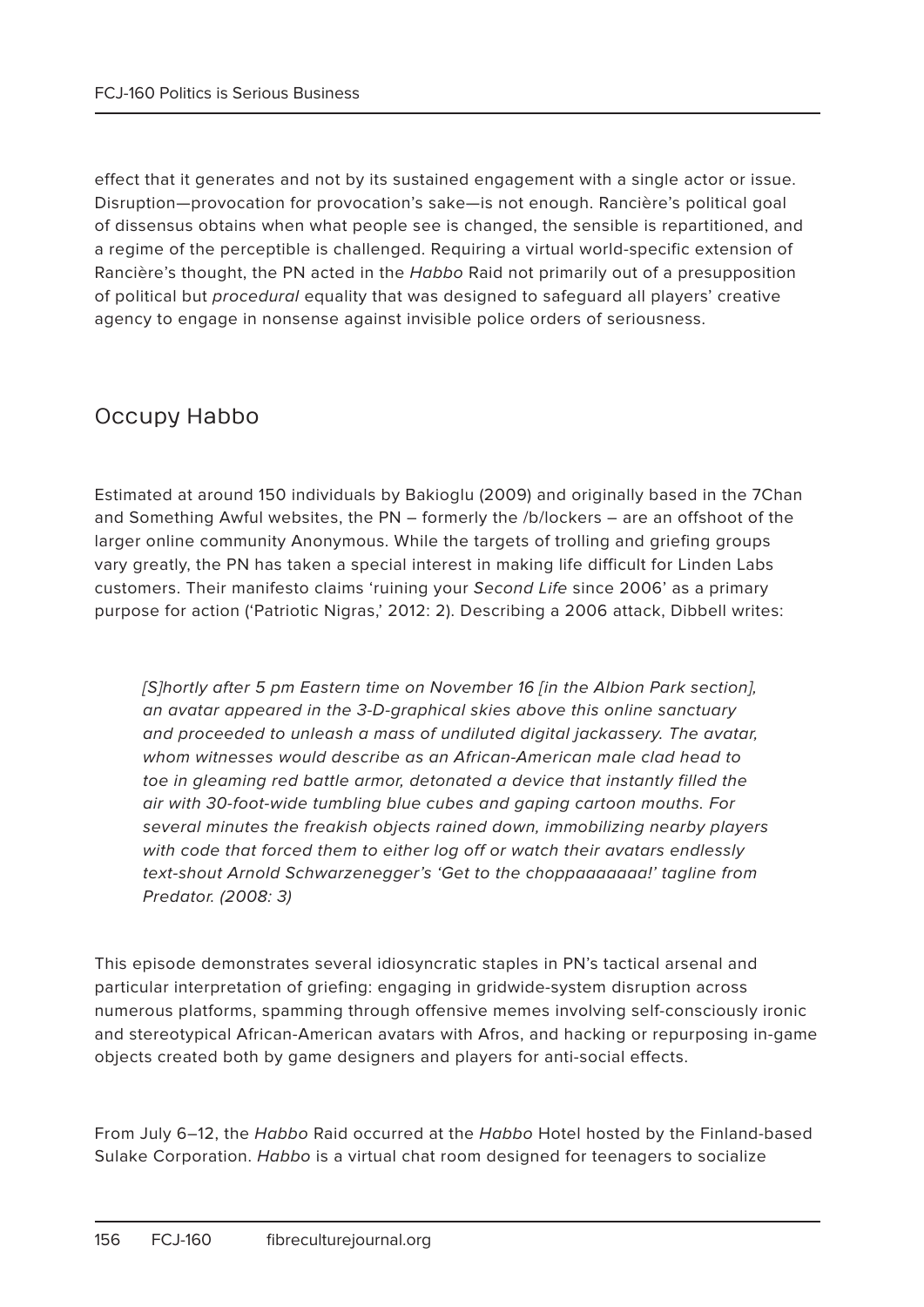effect that it generates and not by its sustained engagement with a single actor or issue. Disruption—provocation for provocation's sake—is not enough. Rancière's political goal of dissensus obtains when what people see is changed, the sensible is repartitioned, and a regime of the perceptible is challenged. Requiring a virtual world-specific extension of Rancière's thought, the PN acted in the *Habbo* Raid not primarily out of a presupposition of political but *procedural* equality that was designed to safeguard all players' creative agency to engage in nonsense against invisible police orders of seriousness.

## Occupy Habbo

Estimated at around 150 individuals by Bakioglu (2009) and originally based in the 7Chan and Something Awful websites, the PN – formerly the /b/lockers – are an offshoot of the larger online community Anonymous. While the targets of trolling and griefing groups vary greatly, the PN has taken a special interest in making life difficult for Linden Labs customers. Their manifesto claims 'ruining your *Second Life* since 2006' as a primary purpose for action ('Patriotic Nigras,' 2012: 2). Describing a 2006 attack, Dibbell writes:

> *[S]hortly after 5 pm Eastern time on November 16 [in the Albion Park section], an avatar appeared in the 3-D-graphical skies above this online sanctuary and proceeded to unleash a mass of undiluted digital jackassery. The avatar, whom witnesses would describe as an African-American male clad head to toe in gleaming red battle armor, detonated a device that instantly filled the air with 30-foot-wide tumbling blue cubes and gaping cartoon mouths. For several minutes the freakish objects rained down, immobilizing nearby players with code that forced them to either log off or watch their avatars endlessly text-shout Arnold Schwarzenegger's 'Get to the choppaaaaaaa!' tagline from Predator. (2008: 3)*

This episode demonstrates several idiosyncratic staples in PN's tactical arsenal and particular interpretation of griefing: engaging in gridwide-system disruption across numerous platforms, spamming through offensive memes involving self-consciously ironic and stereotypical African-American avatars with Afros, and hacking or repurposing in-game objects created both by game designers and players for anti-social effects.

From July 6–12, the *Habbo* Raid occurred at the *Habbo* Hotel hosted by the Finland-based Sulake Corporation. *Habbo* is a virtual chat room designed for teenagers to socialize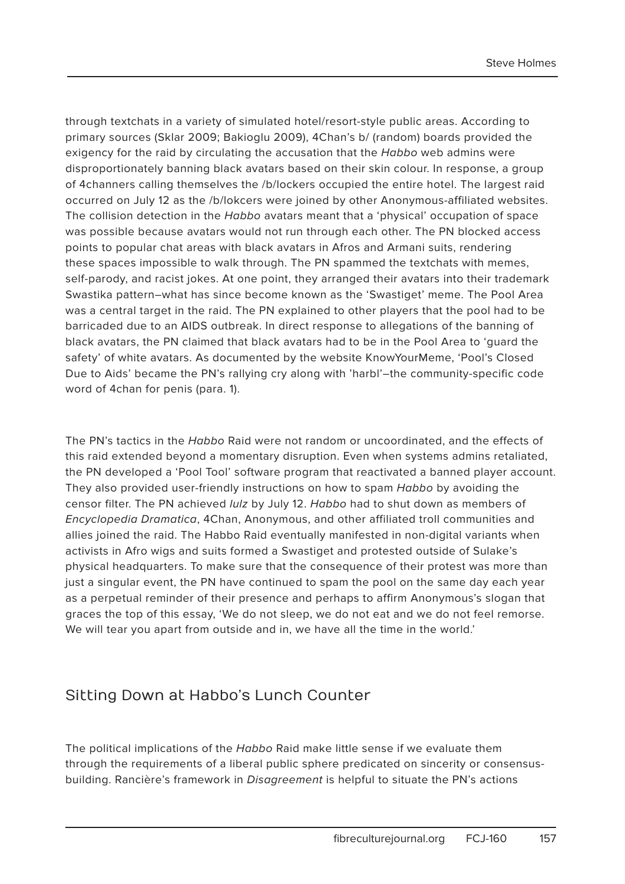through textchats in a variety of simulated hotel/resort-style public areas. According to primary sources (Sklar 2009; Bakioglu 2009), 4Chan's b/ (random) boards provided the exigency for the raid by circulating the accusation that the *Habbo* web admins were disproportionately banning black avatars based on their skin colour. In response, a group of 4channers calling themselves the /b/lockers occupied the entire hotel. The largest raid occurred on July 12 as the /b/lokcers were joined by other Anonymous-affiliated websites. The collision detection in the *Habbo* avatars meant that a 'physical' occupation of space was possible because avatars would not run through each other. The PN blocked access points to popular chat areas with black avatars in Afros and Armani suits, rendering these spaces impossible to walk through. The PN spammed the textchats with memes, self-parody, and racist jokes. At one point, they arranged their avatars into their trademark Swastika pattern–what has since become known as the 'Swastiget' meme. The Pool Area was a central target in the raid. The PN explained to other players that the pool had to be barricaded due to an AIDS outbreak. In direct response to allegations of the banning of black avatars, the PN claimed that black avatars had to be in the Pool Area to 'guard the safety' of white avatars. As documented by the website KnowYourMeme, 'Pool's Closed Due to Aids' became the PN's rallying cry along with 'harbl'–the community-specific code word of 4chan for penis (para. 1).

The PN's tactics in the *Habbo* Raid were not random or uncoordinated, and the effects of this raid extended beyond a momentary disruption. Even when systems admins retaliated, the PN developed a 'Pool Tool' software program that reactivated a banned player account. They also provided user-friendly instructions on how to spam *Habbo* by avoiding the censor filter. The PN achieved *lulz* by July 12. *Habbo* had to shut down as members of *Encyclopedia Dramatica*, 4Chan, Anonymous, and other affiliated troll communities and allies joined the raid. The Habbo Raid eventually manifested in non-digital variants when activists in Afro wigs and suits formed a Swastiget and protested outside of Sulake's physical headquarters. To make sure that the consequence of their protest was more than just a singular event, the PN have continued to spam the pool on the same day each year as a perpetual reminder of their presence and perhaps to affirm Anonymous's slogan that graces the top of this essay, 'We do not sleep, we do not eat and we do not feel remorse. We will tear you apart from outside and in, we have all the time in the world.'

## Sitting Down at Habbo's Lunch Counter

The political implications of the *Habbo* Raid make little sense if we evaluate them through the requirements of a liberal public sphere predicated on sincerity or consensus-building. Rancière's framework in *Disagreement* is helpful to situate the PN's actions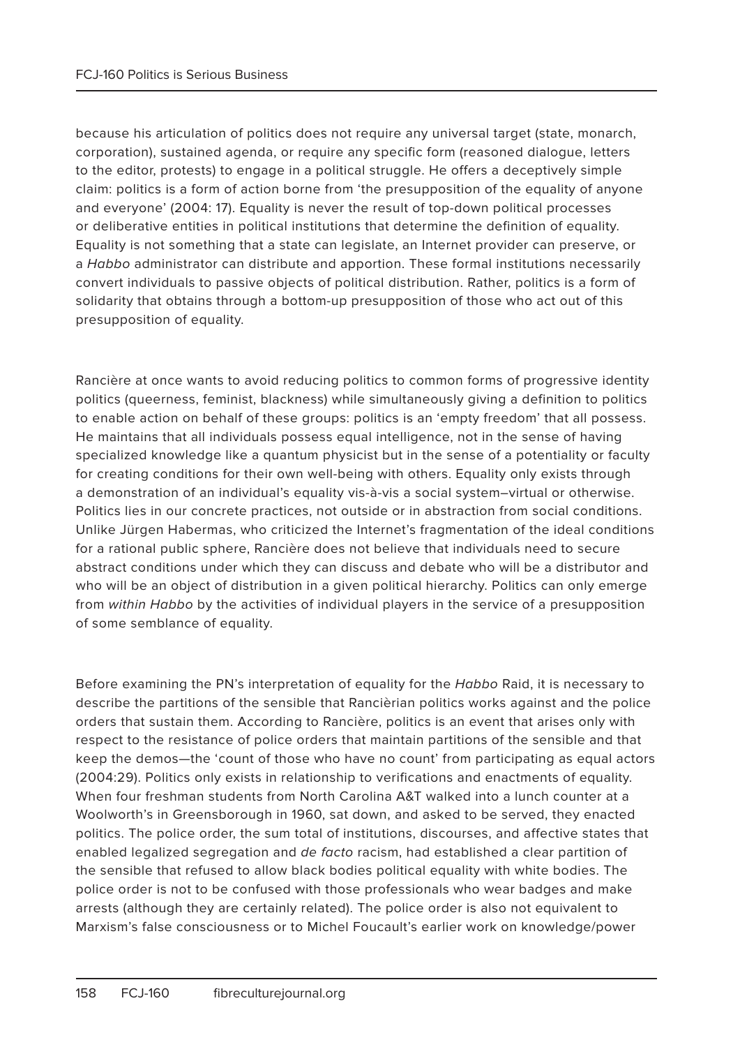because his articulation of politics does not require any universal target (state, monarch, corporation), sustained agenda, or require any specific form (reasoned dialogue, letters to the editor, protests) to engage in a political struggle. He offers a deceptively simple claim: politics is a form of action borne from 'the presupposition of the equality of anyone and everyone' (2004: 17). Equality is never the result of top-down political processes or deliberative entities in political institutions that determine the definition of equality. Equality is not something that a state can legislate, an Internet provider can preserve, or a *Habbo* administrator can distribute and apportion. These formal institutions necessarily convert individuals to passive objects of political distribution. Rather, politics is a form of solidarity that obtains through a bottom-up presupposition of those who act out of this presupposition of equality.

Rancière at once wants to avoid reducing politics to common forms of progressive identity politics (queerness, feminist, blackness) while simultaneously giving a definition to politics to enable action on behalf of these groups: politics is an 'empty freedom' that all possess. He maintains that all individuals possess equal intelligence, not in the sense of having specialized knowledge like a quantum physicist but in the sense of a potentiality or faculty for creating conditions for their own well-being with others. Equality only exists through a demonstration of an individual's equality vis-à-vis a social system–virtual or otherwise. Politics lies in our concrete practices, not outside or in abstraction from social conditions. Unlike Jürgen Habermas, who criticized the Internet's fragmentation of the ideal conditions for a rational public sphere, Rancière does not believe that individuals need to secure abstract conditions under which they can discuss and debate who will be a distributor and who will be an object of distribution in a given political hierarchy. Politics can only emerge from *within Habbo* by the activities of individual players in the service of a presupposition of some semblance of equality.

Before examining the PN's interpretation of equality for the *Habbo* Raid, it is necessary to describe the partitions of the sensible that Rancièrian politics works against and the police orders that sustain them. According to Rancière, politics is an event that arises only with respect to the resistance of police orders that maintain partitions of the sensible and that keep the demos—the 'count of those who have no count' from participating as equal actors (2004:29). Politics only exists in relationship to verifications and enactments of equality. When four freshman students from North Carolina A&T walked into a lunch counter at a Woolworth's in Greensborough in 1960, sat down, and asked to be served, they enacted politics. The police order, the sum total of institutions, discourses, and affective states that enabled legalized segregation and *de facto* racism, had established a clear partition of the sensible that refused to allow black bodies political equality with white bodies. The police order is not to be confused with those professionals who wear badges and make arrests (although they are certainly related). The police order is also not equivalent to Marxism's false consciousness or to Michel Foucault's earlier work on knowledge/power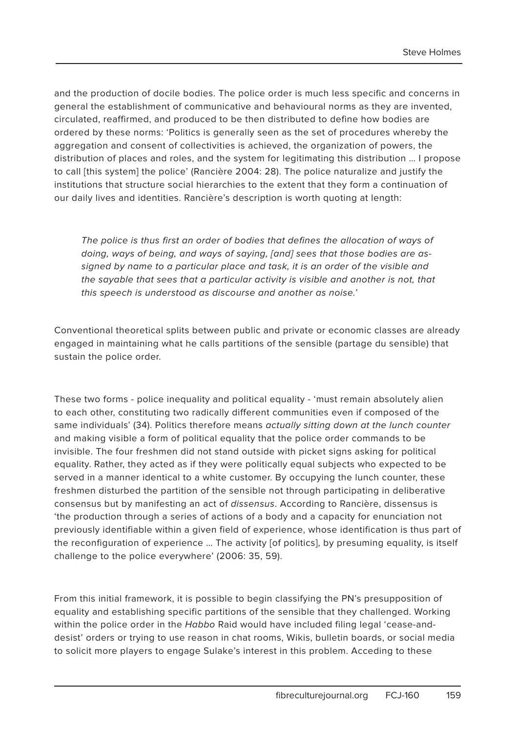and the production of docile bodies. The police order is much less specific and concerns in general the establishment of communicative and behavioural norms as they are invented, circulated, reaffirmed, and produced to be then distributed to define how bodies are ordered by these norms: 'Politics is generally seen as the set of procedures whereby the aggregation and consent of collectivities is achieved, the organization of powers, the distribution of places and roles, and the system for legitimating this distribution … I propose to call [this system] the police' (Rancière 2004: 28). The police naturalize and justify the institutions that structure social hierarchies to the extent that they form a continuation of our daily lives and identities. Rancière's description is worth quoting at length:

> *The police is thus first an order of bodies that defines the allocation of ways of doing, ways of being, and ways of saying, [and] sees that those bodies are assigned by name to a particular place and task, it is an order of the visible and the sayable that sees that a particular activity is visible and another is not, that this speech is understood as discourse and another as noise.'*

Conventional theoretical splits between public and private or economic classes are already engaged in maintaining what he calls partitions of the sensible (partage du sensible) that sustain the police order.

These two forms - police inequality and political equality - 'must remain absolutely alien to each other, constituting two radically different communities even if composed of the same individuals' (34). Politics therefore means *actually sitting down at the lunch counter* and making visible a form of political equality that the police order commands to be invisible. The four freshmen did not stand outside with picket signs asking for political equality. Rather, they acted as if they were politically equal subjects who expected to be served in a manner identical to a white customer. By occupying the lunch counter, these freshmen disturbed the partition of the sensible not through participating in deliberative consensus but by manifesting an act of *dissensus*. According to Rancière, dissensus is 'the production through a series of actions of a body and a capacity for enunciation not previously identifiable within a given field of experience, whose identification is thus part of the reconfiguration of experience … The activity [of politics], by presuming equality, is itself challenge to the police everywhere' (2006: 35, 59).

From this initial framework, it is possible to begin classifying the PN's presupposition of equality and establishing specific partitions of the sensible that they challenged. Working within the police order in the *Habbo* Raid would have included filing legal 'cease-and-desist' orders or trying to use reason in chat rooms, Wikis, bulletin boards, or social media to solicit more players to engage Sulake's interest in this problem. Acceding to these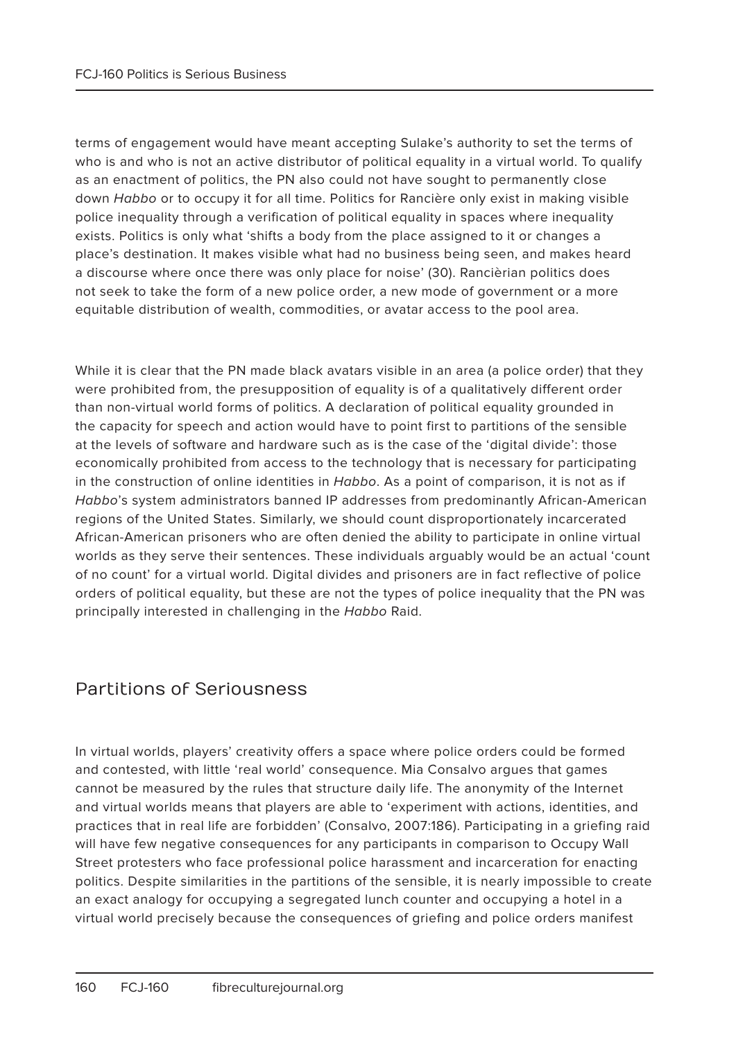terms of engagement would have meant accepting Sulake's authority to set the terms of who is and who is not an active distributor of political equality in a virtual world. To qualify as an enactment of politics, the PN also could not have sought to permanently close down *Habbo* or to occupy it for all time. Politics for Rancière only exist in making visible police inequality through a verification of political equality in spaces where inequality exists. Politics is only what 'shifts a body from the place assigned to it or changes a place's destination. It makes visible what had no business being seen, and makes heard a discourse where once there was only place for noise' (30). Rancièrian politics does not seek to take the form of a new police order, a new mode of government or a more equitable distribution of wealth, commodities, or avatar access to the pool area.

While it is clear that the PN made black avatars visible in an area (a police order) that they were prohibited from, the presupposition of equality is of a qualitatively different order than non-virtual world forms of politics. A declaration of political equality grounded in the capacity for speech and action would have to point first to partitions of the sensible at the levels of software and hardware such as is the case of the 'digital divide': those economically prohibited from access to the technology that is necessary for participating in the construction of online identities in *Habbo*. As a point of comparison, it is not as if *Habbo*'s system administrators banned IP addresses from predominantly African-American regions of the United States. Similarly, we should count disproportionately incarcerated African-American prisoners who are often denied the ability to participate in online virtual worlds as they serve their sentences. These individuals arguably would be an actual 'count of no count' for a virtual world. Digital divides and prisoners are in fact reflective of police orders of political equality, but these are not the types of police inequality that the PN was principally interested in challenging in the *Habbo* Raid.

## Partitions of Seriousness

In virtual worlds, players' creativity offers a space where police orders could be formed and contested, with little 'real world' consequence. Mia Consalvo argues that games cannot be measured by the rules that structure daily life. The anonymity of the Internet and virtual worlds means that players are able to 'experiment with actions, identities, and practices that in real life are forbidden' (Consalvo, 2007:186). Participating in a griefing raid will have few negative consequences for any participants in comparison to Occupy Wall Street protesters who face professional police harassment and incarceration for enacting politics. Despite similarities in the partitions of the sensible, it is nearly impossible to create an exact analogy for occupying a segregated lunch counter and occupying a hotel in a virtual world precisely because the consequences of griefing and police orders manifest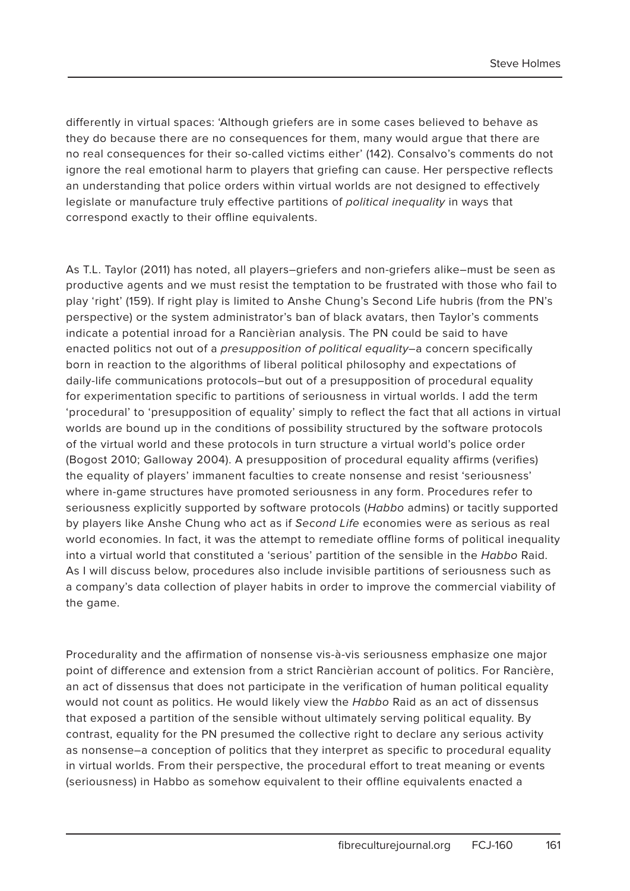differently in virtual spaces: 'Although griefers are in some cases believed to behave as they do because there are no consequences for them, many would argue that there are no real consequences for their so-called victims either' (142). Consalvo's comments do not ignore the real emotional harm to players that griefing can cause. Her perspective reflects an understanding that police orders within virtual worlds are not designed to effectively legislate or manufacture truly effective partitions of *political inequality* in ways that correspond exactly to their offline equivalents.

As T.L. Taylor (2011) has noted, all players–griefers and non-griefers alike–must be seen as productive agents and we must resist the temptation to be frustrated with those who fail to play 'right' (159). If right play is limited to Anshe Chung's Second Life hubris (from the PN's perspective) or the system administrator's ban of black avatars, then Taylor's comments indicate a potential inroad for a Rancièrian analysis. The PN could be said to have enacted politics not out of a *presupposition of political equality*–a concern specifically born in reaction to the algorithms of liberal political philosophy and expectations of daily-life communications protocols–but out of a presupposition of procedural equality for experimentation specific to partitions of seriousness in virtual worlds. I add the term 'procedural' to 'presupposition of equality' simply to reflect the fact that all actions in virtual worlds are bound up in the conditions of possibility structured by the software protocols of the virtual world and these protocols in turn structure a virtual world's police order (Bogost 2010; Galloway 2004). A presupposition of procedural equality affirms (verifies) the equality of players' immanent faculties to create nonsense and resist 'seriousness' where in-game structures have promoted seriousness in any form. Procedures refer to seriousness explicitly supported by software protocols (*Habbo* admins) or tacitly supported by players like Anshe Chung who act as if *Second Life* economies were as serious as real world economies. In fact, it was the attempt to remediate offline forms of political inequality into a virtual world that constituted a 'serious' partition of the sensible in the *Habbo* Raid. As I will discuss below, procedures also include invisible partitions of seriousness such as a company's data collection of player habits in order to improve the commercial viability of the game.

Procedurality and the affirmation of nonsense vis-à-vis seriousness emphasize one major point of difference and extension from a strict Rancièrian account of politics. For Rancière, an act of dissensus that does not participate in the verification of human political equality would not count as politics. He would likely view the *Habbo* Raid as an act of dissensus that exposed a partition of the sensible without ultimately serving political equality. By contrast, equality for the PN presumed the collective right to declare any serious activity as nonsense–a conception of politics that they interpret as specific to procedural equality in virtual worlds. From their perspective, the procedural effort to treat meaning or events (seriousness) in Habbo as somehow equivalent to their offline equivalents enacted a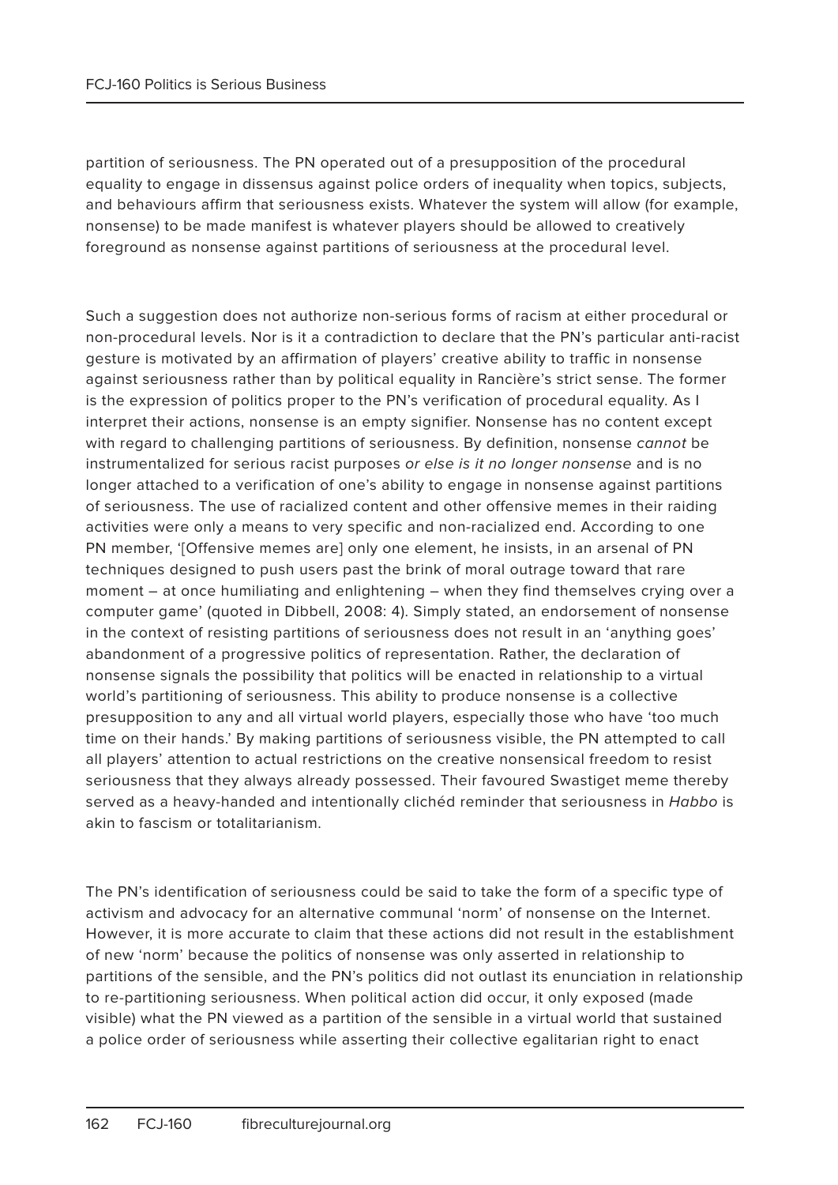partition of seriousness. The PN operated out of a presupposition of the procedural equality to engage in dissensus against police orders of inequality when topics, subjects, and behaviours affirm that seriousness exists. Whatever the system will allow (for example, nonsense) to be made manifest is whatever players should be allowed to creatively foreground as nonsense against partitions of seriousness at the procedural level.

Such a suggestion does not authorize non-serious forms of racism at either procedural or non-procedural levels. Nor is it a contradiction to declare that the PN's particular anti-racist gesture is motivated by an affirmation of players' creative ability to traffic in nonsense against seriousness rather than by political equality in Rancière's strict sense. The former is the expression of politics proper to the PN's verification of procedural equality. As I interpret their actions, nonsense is an empty signifier. Nonsense has no content except with regard to challenging partitions of seriousness. By definition, nonsense *cannot* be instrumentalized for serious racist purposes *or else is it no longer nonsense* and is no longer attached to a verification of one's ability to engage in nonsense against partitions of seriousness. The use of racialized content and other offensive memes in their raiding activities were only a means to very specific and non-racialized end. According to one PN member, '[Offensive memes are] only one element, he insists, in an arsenal of PN techniques designed to push users past the brink of moral outrage toward that rare moment – at once humiliating and enlightening – when they find themselves crying over a computer game' (quoted in Dibbell, 2008: 4). Simply stated, an endorsement of nonsense in the context of resisting partitions of seriousness does not result in an 'anything goes' abandonment of a progressive politics of representation. Rather, the declaration of nonsense signals the possibility that politics will be enacted in relationship to a virtual world's partitioning of seriousness. This ability to produce nonsense is a collective presupposition to any and all virtual world players, especially those who have 'too much time on their hands.' By making partitions of seriousness visible, the PN attempted to call all players' attention to actual restrictions on the creative nonsensical freedom to resist seriousness that they always already possessed. Their favoured Swastiget meme thereby served as a heavy-handed and intentionally clichéd reminder that seriousness in *Habbo* is akin to fascism or totalitarianism.

The PN's identification of seriousness could be said to take the form of a specific type of activism and advocacy for an alternative communal 'norm' of nonsense on the Internet. However, it is more accurate to claim that these actions did not result in the establishment of new 'norm' because the politics of nonsense was only asserted in relationship to partitions of the sensible, and the PN's politics did not outlast its enunciation in relationship to re-partitioning seriousness. When political action did occur, it only exposed (made visible) what the PN viewed as a partition of the sensible in a virtual world that sustained a police order of seriousness while asserting their collective egalitarian right to enact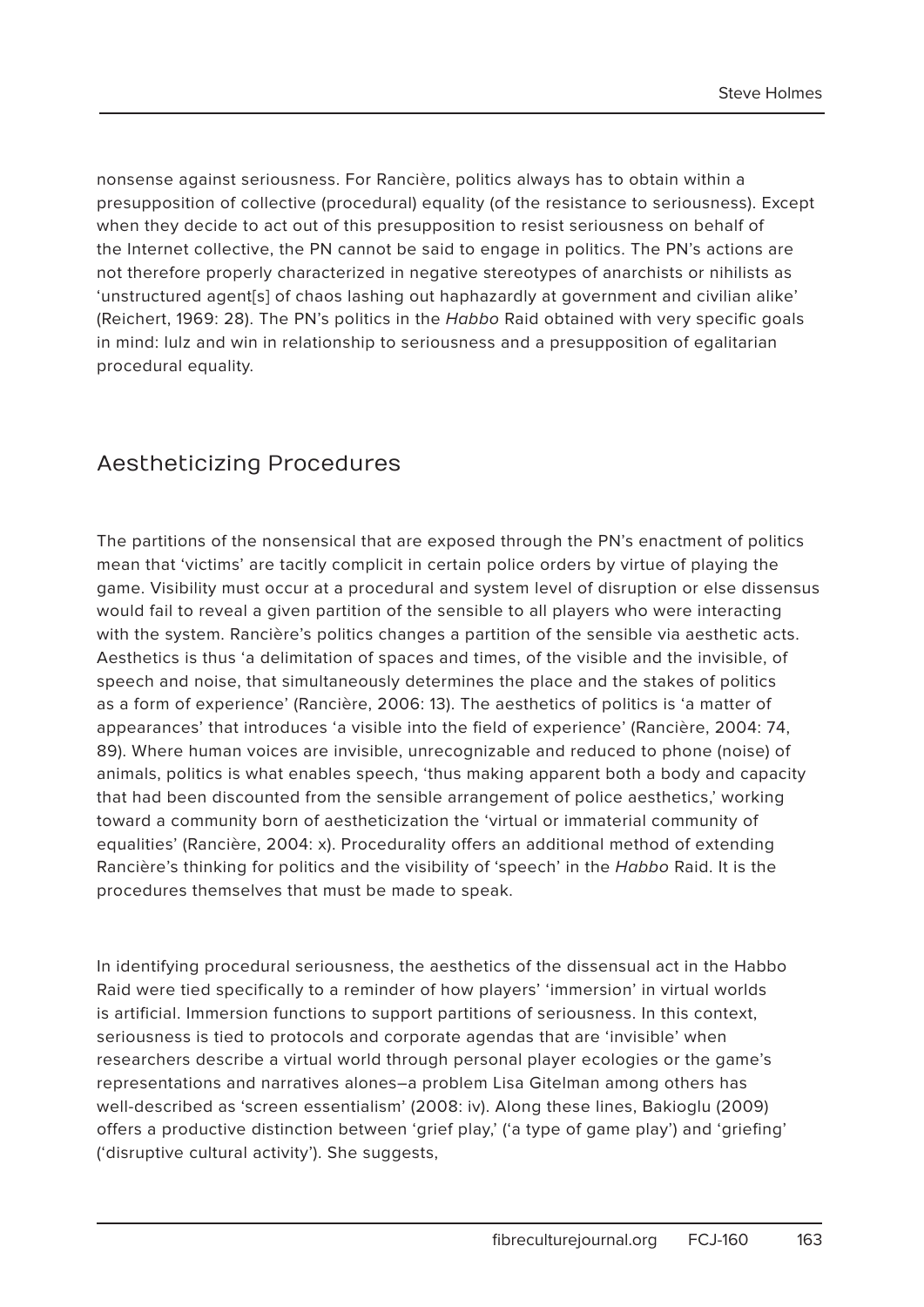nonsense against seriousness. For Rancière, politics always has to obtain within a presupposition of collective (procedural) equality (of the resistance to seriousness). Except when they decide to act out of this presupposition to resist seriousness on behalf of the Internet collective, the PN cannot be said to engage in politics. The PN's actions are not therefore properly characterized in negative stereotypes of anarchists or nihilists as 'unstructured agent[s] of chaos lashing out haphazardly at government and civilian alike' (Reichert, 1969: 28). The PN's politics in the *Habbo* Raid obtained with very specific goals in mind: lulz and win in relationship to seriousness and a presupposition of egalitarian procedural equality.

## Aestheticizing Procedures

The partitions of the nonsensical that are exposed through the PN's enactment of politics mean that 'victims' are tacitly complicit in certain police orders by virtue of playing the game. Visibility must occur at a procedural and system level of disruption or else dissensus would fail to reveal a given partition of the sensible to all players who were interacting with the system. Rancière's politics changes a partition of the sensible via aesthetic acts. Aesthetics is thus 'a delimitation of spaces and times, of the visible and the invisible, of speech and noise, that simultaneously determines the place and the stakes of politics as a form of experience' (Rancière, 2006: 13). The aesthetics of politics is 'a matter of appearances' that introduces 'a visible into the field of experience' (Rancière, 2004: 74, 89). Where human voices are invisible, unrecognizable and reduced to phone (noise) of animals, politics is what enables speech, 'thus making apparent both a body and capacity that had been discounted from the sensible arrangement of police aesthetics,' working toward a community born of aestheticization the 'virtual or immaterial community of equalities' (Rancière, 2004: x). Procedurality offers an additional method of extending Rancière's thinking for politics and the visibility of 'speech' in the *Habbo* Raid. It is the procedures themselves that must be made to speak.

In identifying procedural seriousness, the aesthetics of the dissensual act in the Habbo Raid were tied specifically to a reminder of how players' 'immersion' in virtual worlds is artificial. Immersion functions to support partitions of seriousness. In this context, seriousness is tied to protocols and corporate agendas that are 'invisible' when researchers describe a virtual world through personal player ecologies or the game's representations and narratives alones—a problem Lisa Gitelman among others has well-described as 'screen essentialism' (2008: iv). Along these lines, Bakioglu (2009) offers a productive distinction between 'grief play,' ('a type of game play') and 'griefing' ('disruptive cultural activity'). She suggests,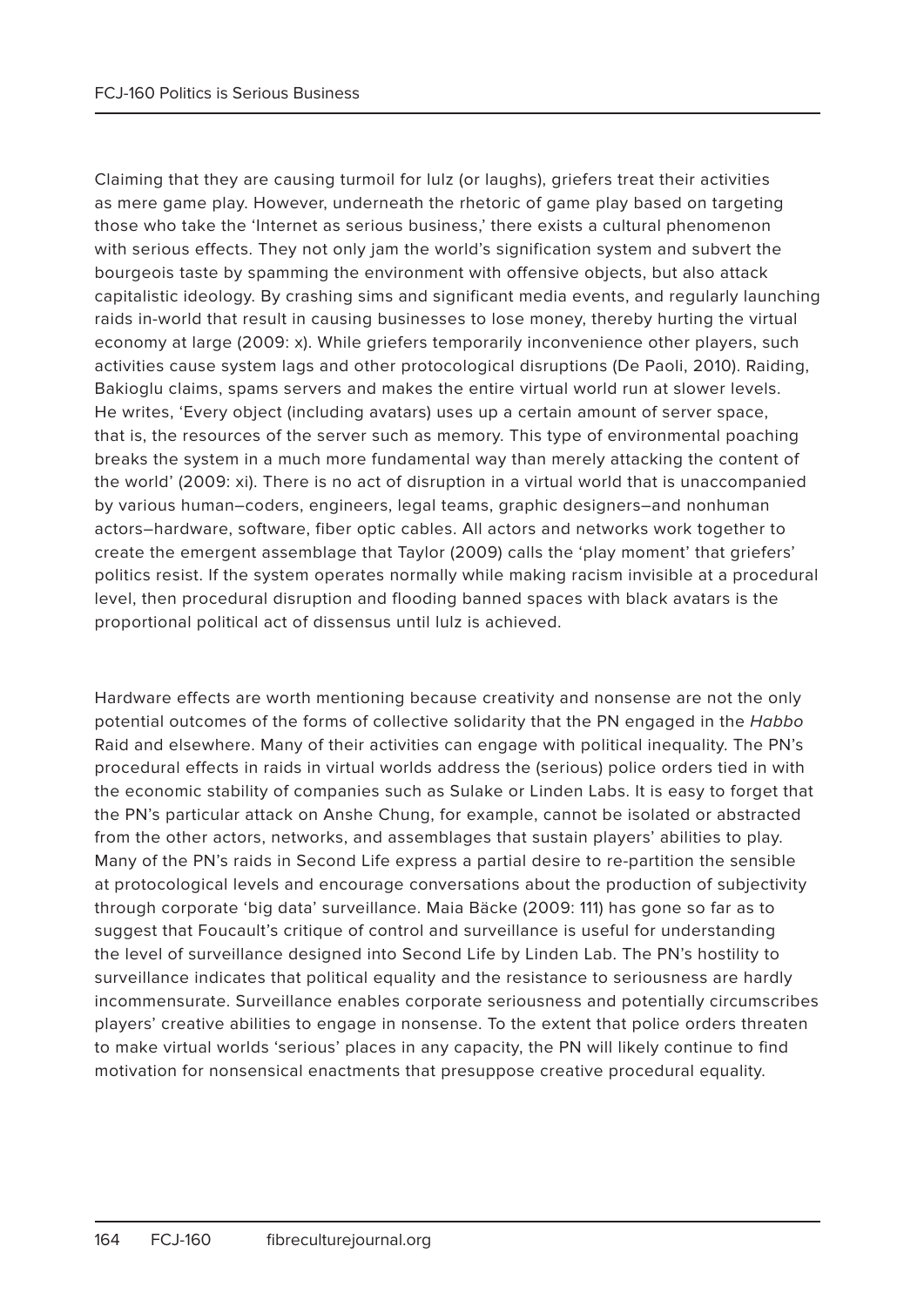Claiming that they are causing turmoil for lulz (or laughs), griefers treat their activities as mere game play. However, underneath the rhetoric of game play based on targeting those who take the 'Internet as serious business,' there exists a cultural phenomenon with serious effects. They not only jam the world's signification system and subvert the bourgeois taste by spamming the environment with offensive objects, but also attack capitalistic ideology. By crashing sims and significant media events, and regularly launching raids in-world that result in causing businesses to lose money, thereby hurting the virtual economy at large (2009: x). While griefers temporarily inconvenience other players, such activities cause system lags and other protocological disruptions (De Paoli, 2010). Raiding, Bakioglu claims, spams servers and makes the entire virtual world run at slower levels. He writes, 'Every object (including avatars) uses up a certain amount of server space, that is, the resources of the server such as memory. This type of environmental poaching breaks the system in a much more fundamental way than merely attacking the content of the world' (2009: xi). There is no act of disruption in a virtual world that is unaccompanied by various human–coders, engineers, legal teams, graphic designers–and nonhuman actors–hardware, software, fiber optic cables. All actors and networks work together to create the emergent assemblage that Taylor (2009) calls the 'play moment' that griefers' politics resist. If the system operates normally while making racism invisible at a procedural level, then procedural disruption and flooding banned spaces with black avatars is the proportional political act of dissensus until lulz is achieved.

Hardware effects are worth mentioning because creativity and nonsense are not the only potential outcomes of the forms of collective solidarity that the PN engaged in the *Habbo* Raid and elsewhere. Many of their activities can engage with political inequality. The PN's procedural effects in raids in virtual worlds address the (serious) police orders tied in with the economic stability of companies such as Sulake or Linden Labs. It is easy to forget that the PN's particular attack on Anshe Chung, for example, cannot be isolated or abstracted from the other actors, networks, and assemblages that sustain players' abilities to play. Many of the PN's raids in Second Life express a partial desire to re-partition the sensible at protocological levels and encourage conversations about the production of subjectivity through corporate 'big data' surveillance. Maia Bäcke (2009: 111) has gone so far as to suggest that Foucault's critique of control and surveillance is useful for understanding the level of surveillance designed into Second Life by Linden Lab. The PN's hostility to surveillance indicates that political equality and the resistance to seriousness are hardly incommensurate. Surveillance enables corporate seriousness and potentially circumscribes players' creative abilities to engage in nonsense. To the extent that police orders threaten to make virtual worlds 'serious' places in any capacity, the PN will likely continue to find motivation for nonsensical enactments that presuppose creative procedural equality.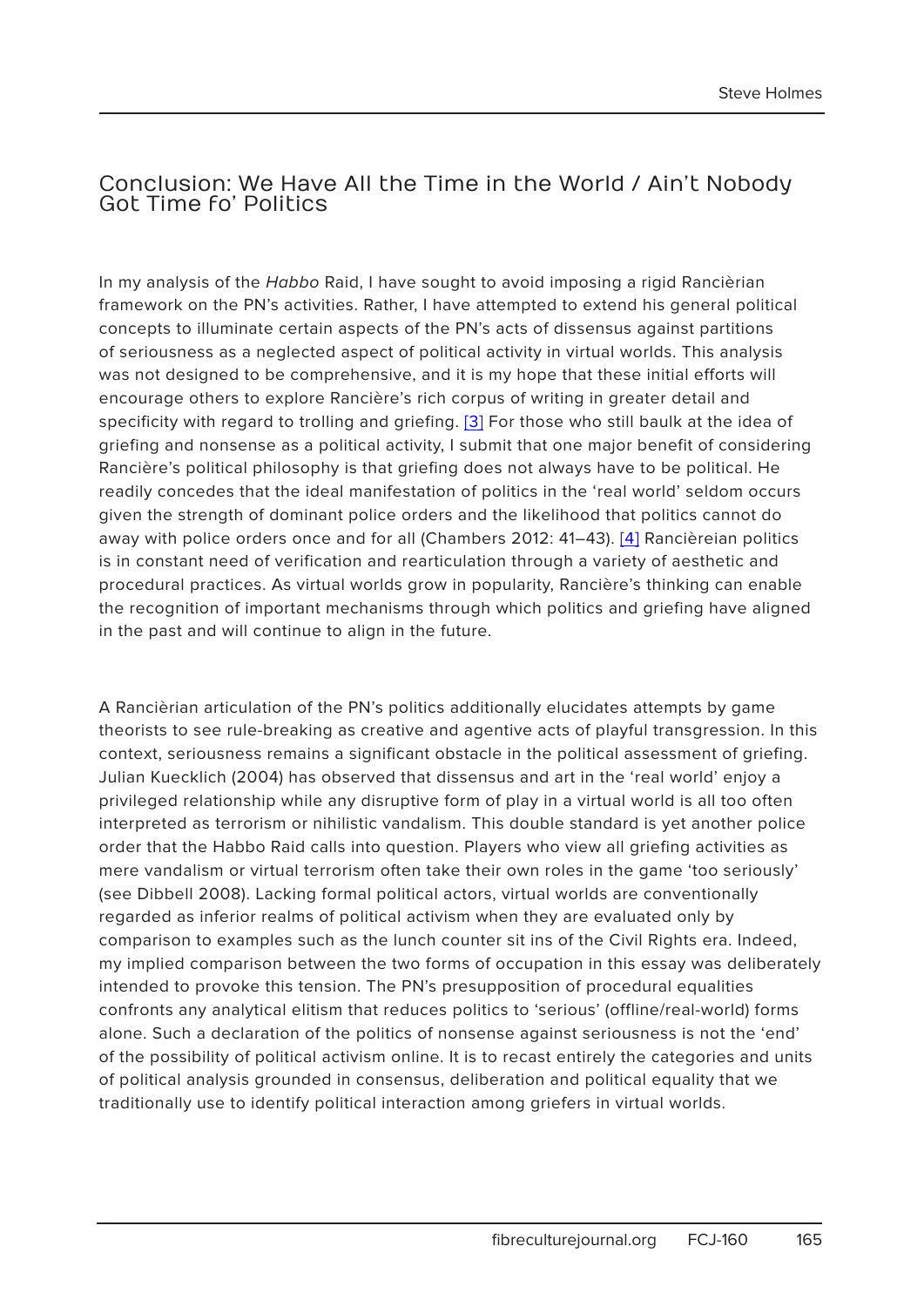## Conclusion: We Have All the Time in the World / Ain't Nobody Got Time fo' Politics

In my analysis of the *Habbo* Raid, I have sought to avoid imposing a rigid Rancièrian framework on the PN's activities. Rather, I have attempted to extend his general political concepts to illuminate certain aspects of the PN's acts of dissensus against partitions of seriousness as a neglected aspect of political activity in virtual worlds. This analysis was not designed to be comprehensive, and it is my hope that these initial efforts will encourage others to explore Rancière's rich corpus of writing in greater detail and specificity with regard to trolling and griefing. [3] For those who still baulk at the idea of griefing and nonsense as a political activity, I submit that one major benefit of considering Rancière's political philosophy is that griefing does not always have to be political. He readily concedes that the ideal manifestation of politics in the 'real world' seldom occurs given the strength of dominant police orders and the likelihood that politics cannot do away with police orders once and for all (Chambers 2012: 41–43). [4] Rancièreian politics is in constant need of verification and rearticulation through a variety of aesthetic and procedural practices. As virtual worlds grow in popularity, Rancière's thinking can enable the recognition of important mechanisms through which politics and griefing have aligned in the past and will continue to align in the future.

A Rancièrian articulation of the PN's politics additionally elucidates attempts by game theorists to see rule-breaking as creative and agentive acts of playful transgression. In this context, seriousness remains a significant obstacle in the political assessment of griefing. Julian Kuecklich (2004) has observed that dissensus and art in the 'real world' enjoy a privileged relationship while any disruptive form of play in a virtual world is all too often interpreted as terrorism or nihilistic vandalism. This double standard is yet another police order that the Habbo Raid calls into question. Players who view all griefing activities as mere vandalism or virtual terrorism often take their own roles in the game 'too seriously' (see Dibbell 2008). Lacking formal political actors, virtual worlds are conventionally regarded as inferior realms of political activism when they are evaluated only by comparison to examples such as the lunch counter sit ins of the Civil Rights era. Indeed, my implied comparison between the two forms of occupation in this essay was deliberately intended to provoke this tension. The PN's presupposition of procedural equalities confronts any analytical elitism that reduces politics to 'serious' (offline/real-world) forms alone. Such a declaration of the politics of nonsense against seriousness is not the 'end' of the possibility of political activism online. It is to recast entirely the categories and units of political analysis grounded in consensus, deliberation and political equality that we traditionally use to identify political interaction among griefers in virtual worlds.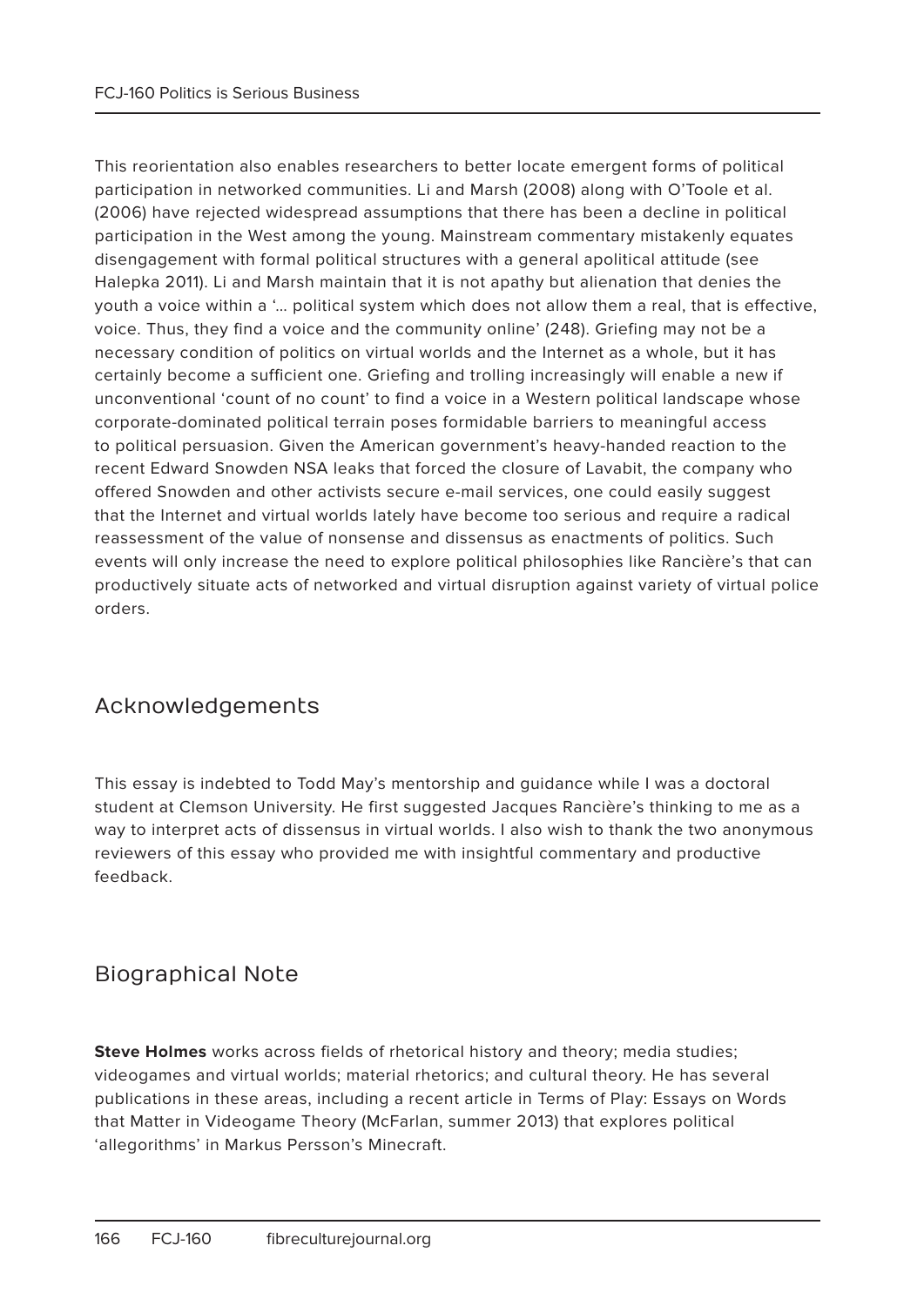This reorientation also enables researchers to better locate emergent forms of political participation in networked communities. Li and Marsh (2008) along with O'Toole et al. (2006) have rejected widespread assumptions that there has been a decline in political participation in the West among the young. Mainstream commentary mistakenly equates disengagement with formal political structures with a general apolitical attitude (see Halepka 2011). Li and Marsh maintain that it is not apathy but alienation that denies the youth a voice within a '… political system which does not allow them a real, that is effective, voice. Thus, they find a voice and the community online' (248). Griefing may not be a necessary condition of politics on virtual worlds and the Internet as a whole, but it has certainly become a sufficient one. Griefing and trolling increasingly will enable a new if unconventional 'count of no count' to find a voice in a Western political landscape whose corporate-dominated political terrain poses formidable barriers to meaningful access to political persuasion. Given the American government's heavy-handed reaction to the recent Edward Snowden NSA leaks that forced the closure of Lavabit, the company who offered Snowden and other activists secure e-mail services, one could easily suggest that the Internet and virtual worlds lately have become too serious and require a radical reassessment of the value of nonsense and dissensus as enactments of politics. Such events will only increase the need to explore political philosophies like Rancière's that can productively situate acts of networked and virtual disruption against variety of virtual police orders.

## Acknowledgements

This essay is indebted to Todd May's mentorship and guidance while I was a doctoral student at Clemson University. He first suggested Jacques Rancière's thinking to me as a way to interpret acts of dissensus in virtual worlds. I also wish to thank the two anonymous reviewers of this essay who provided me with insightful commentary and productive feedback.

## Biographical Note

**Steve Holmes** works across fields of rhetorical history and theory; media studies; videogames and virtual worlds; material rhetorics; and cultural theory. He has several publications in these areas, including a recent article in Terms of Play: Essays on Words that Matter in Videogame Theory (McFarlan, summer 2013) that explores political 'allegorithms' in Markus Persson's Minecraft.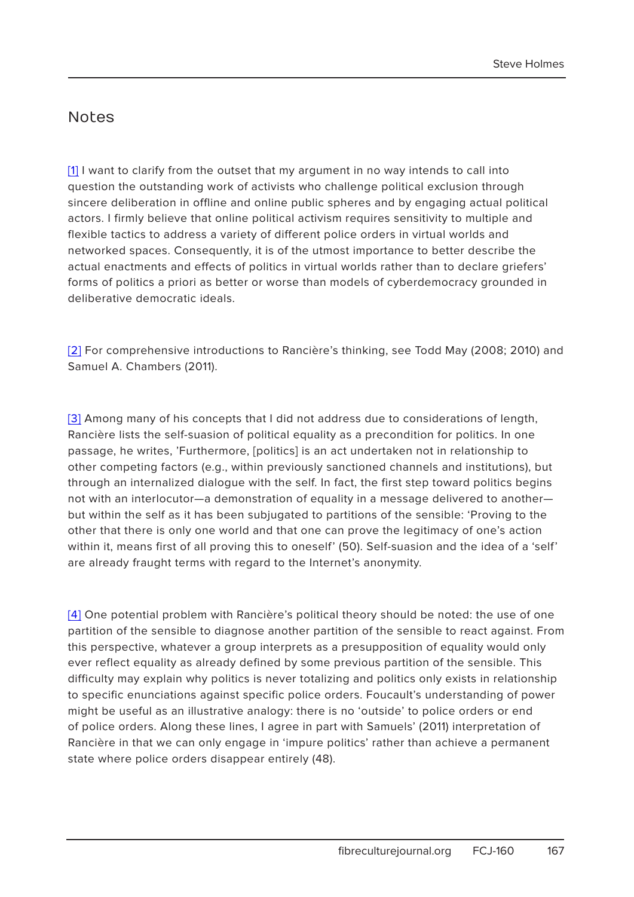## Notes

[1] I want to clarify from the outset that my argument in no way intends to call into question the outstanding work of activists who challenge political exclusion through sincere deliberation in offline and online public spheres and by engaging actual political actors. I firmly believe that online political activism requires sensitivity to multiple and flexible tactics to address a variety of different police orders in virtual worlds and networked spaces. Consequently, it is of the utmost importance to better describe the actual enactments and effects of politics in virtual worlds rather than to declare griefers' forms of politics a priori as better or worse than models of cyberdemocracy grounded in deliberative democratic ideals.

[2] For comprehensive introductions to Rancière's thinking, see Todd May (2008; 2010) and Samuel A. Chambers (2011).

[3] Among many of his concepts that I did not address due to considerations of length, Rancière lists the self-suasion of political equality as a precondition for politics. In one passage, he writes, 'Furthermore, [politics] is an act undertaken not in relationship to other competing factors (e.g., within previously sanctioned channels and institutions), but through an internalized dialogue with the self. In fact, the first step toward politics begins not with an interlocutor—a demonstration of equality in a message delivered to another—but within the self as it has been subjugated to partitions of the sensible: 'Proving to the other that there is only one world and that one can prove the legitimacy of one's action within it, means first of all proving this to oneself' (50). Self-suasion and the idea of a 'self' are already fraught terms with regard to the Internet's anonymity.

[4] One potential problem with Rancière's political theory should be noted: the use of one partition of the sensible to diagnose another partition of the sensible to react against. From this perspective, whatever a group interprets as a presupposition of equality would only ever reflect equality as already defined by some previous partition of the sensible. This difficulty may explain why politics is never totalizing and politics only exists in relationship to specific enunciations against specific police orders. Foucault's understanding of power might be useful as an illustrative analogy: there is no 'outside' to police orders or end of police orders. Along these lines, I agree in part with Samuels' (2011) interpretation of Rancière in that we can only engage in 'impure politics' rather than achieve a permanent state where police orders disappear entirely (48).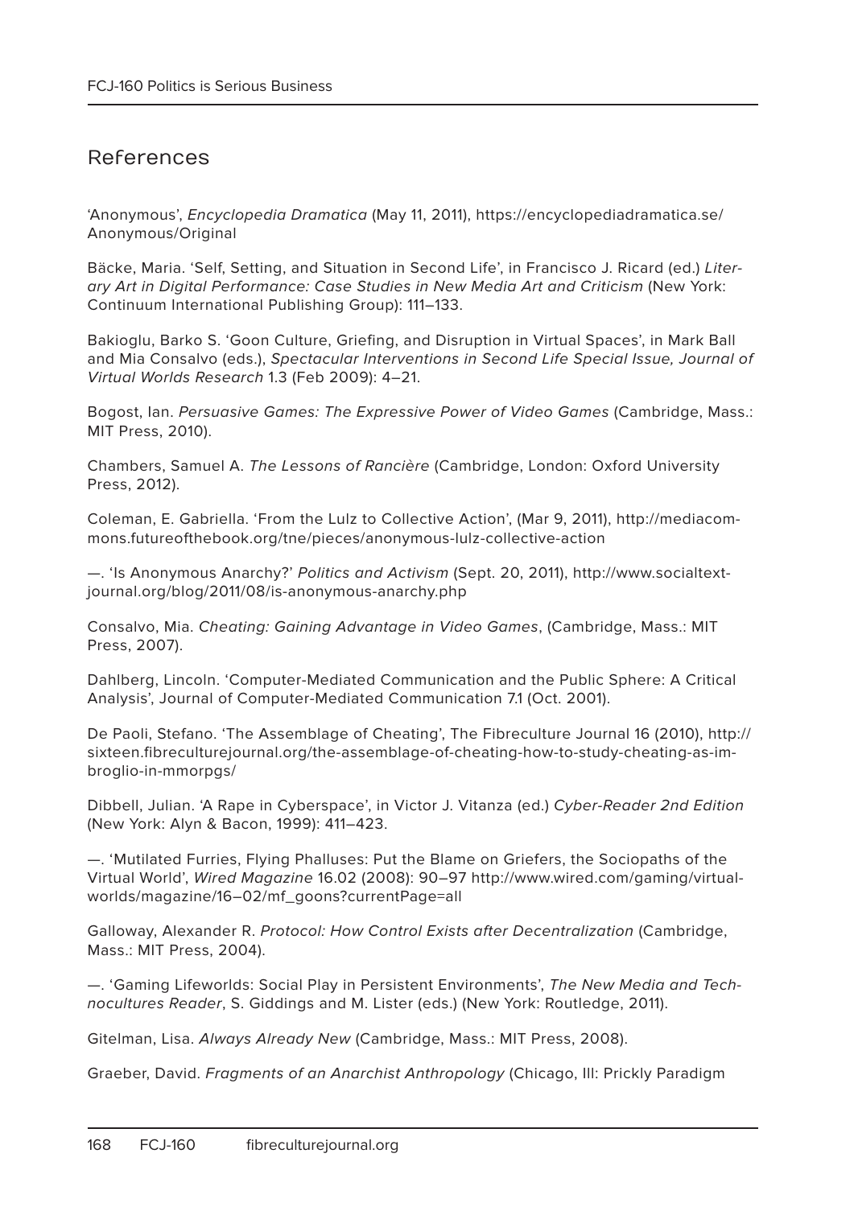## References

'Anonymous', *Encyclopedia Dramatica* (May 11, 2011), https://encyclopediadramatica.se/Anonymous/Original

Bäcke, Maria. 'Self, Setting, and Situation in Second Life', in Francisco J. Ricard (ed.) *Literary Art in Digital Performance: Case Studies in New Media Art and Criticism* (New York: Continuum International Publishing Group): 111–133.

Bakioglu, Barko S. 'Goon Culture, Griefing, and Disruption in Virtual Spaces', in Mark Ball and Mia Consalvo (eds.), *Spectacular Interventions in Second Life Special Issue, Journal of Virtual Worlds Research* 1.3 (Feb 2009): 4–21.

Bogost, Ian. *Persuasive Games: The Expressive Power of Video Games* (Cambridge, Mass.: MIT Press, 2010).

Chambers, Samuel A. *The Lessons of Rancière* (Cambridge, London: Oxford University Press, 2012).

Coleman, E. Gabriella. 'From the Lulz to Collective Action', (Mar 9, 2011), http://mediacommons.futureofthebook.org/tne/pieces/anonymous-lulz-collective-action

—. 'Is Anonymous Anarchy?' *Politics and Activism* (Sept. 20, 2011), http://www.socialtextjournal.org/blog/2011/08/is-anonymous-anarchy.php

Consalvo, Mia. *Cheating: Gaining Advantage in Video Games*, (Cambridge, Mass.: MIT Press, 2007).

Dahlberg, Lincoln. 'Computer-Mediated Communication and the Public Sphere: A Critical Analysis', Journal of Computer-Mediated Communication 7.1 (Oct. 2001).

De Paoli, Stefano. 'The Assemblage of Cheating', The Fibreculture Journal 16 (2010), http://sixteen.fibreculturejournal.org/the-assemblage-of-cheating-how-to-study-cheating-as-imbroglio-in-mmorpgs/

Dibbell, Julian. 'A Rape in Cyberspace', in Victor J. Vitanza (ed.) *Cyber-Reader 2nd Edition* (New York: Alyn & Bacon, 1999): 411–423.

—. 'Mutilated Furries, Flying Phalluses: Put the Blame on Griefers, the Sociopaths of the Virtual World', *Wired Magazine* 16.02 (2008): 90–97 http://www.wired.com/gaming/virtualworlds/magazine/16–02/mf_goons?currentPage=all

Galloway, Alexander R. *Protocol: How Control Exists after Decentralization* (Cambridge, Mass.: MIT Press, 2004).

—. 'Gaming Lifeworlds: Social Play in Persistent Environments', *The New Media and Technocultures Reader*, S. Giddings and M. Lister (eds.) (New York: Routledge, 2011).

Gitelman, Lisa. *Always Already New* (Cambridge, Mass.: MIT Press, 2008).

Graeber, David. *Fragments of an Anarchist Anthropology* (Chicago, Ill: Prickly Paradigm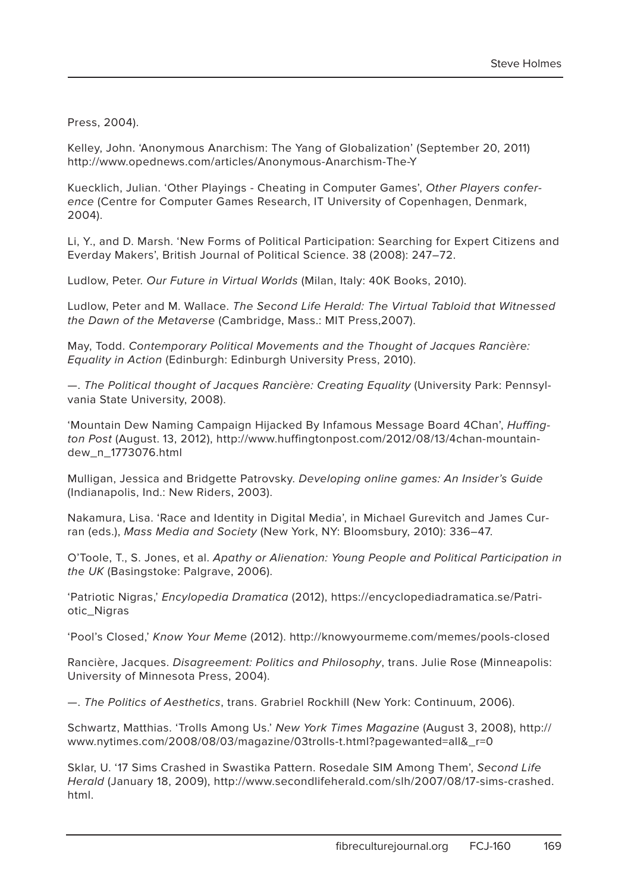Press, 2004).

Kelley, John. 'Anonymous Anarchism: The Yang of Globalization' (September 20, 2011) http://www.opednews.com/articles/Anonymous-Anarchism-The-Y

Kuecklich, Julian. 'Other Playings - Cheating in Computer Games', *Other Players conference* (Centre for Computer Games Research, IT University of Copenhagen, Denmark, 2004).

Li, Y., and D. Marsh. 'New Forms of Political Participation: Searching for Expert Citizens and Everday Makers', British Journal of Political Science. 38 (2008): 247–72.

Ludlow, Peter. *Our Future in Virtual Worlds* (Milan, Italy: 40K Books, 2010).

Ludlow, Peter and M. Wallace. *The Second Life Herald: The Virtual Tabloid that Witnessed the Dawn of the Metaverse* (Cambridge, Mass.: MIT Press,2007).

May, Todd. *Contemporary Political Movements and the Thought of Jacques Rancière: Equality in Action* (Edinburgh: Edinburgh University Press, 2010).

—. *The Political thought of Jacques Rancière: Creating Equality* (University Park: Pennsylvania State University, 2008).

'Mountain Dew Naming Campaign Hijacked By Infamous Message Board 4Chan', *Huffington Post* (August. 13, 2012), http://www.huffingtonpost.com/2012/08/13/4chan-mountain-dew_n_1773076.html

Mulligan, Jessica and Bridgette Patrovsky. *Developing online games: An Insider's Guide* (Indianapolis, Ind.: New Riders, 2003).

Nakamura, Lisa. 'Race and Identity in Digital Media', in Michael Gurevitch and James Curran (eds.), *Mass Media and Society* (New York, NY: Bloomsbury, 2010): 336–47.

O'Toole, T., S. Jones, et al. *Apathy or Alienation: Young People and Political Participation in the UK* (Basingstoke: Palgrave, 2006).

'Patriotic Nigras,' *Encylopedia Dramatica* (2012), https://encyclopediadramatica.se/Patriotic_Nigras

'Pool's Closed,' *Know Your Meme* (2012). http://knowyourmeme.com/memes/pools-closed

Rancière, Jacques. *Disagreement: Politics and Philosophy*, trans. Julie Rose (Minneapolis: University of Minnesota Press, 2004).

—. *The Politics of Aesthetics*, trans. Grabriel Rockhill (New York: Continuum, 2006).

Schwartz, Matthias. 'Trolls Among Us.' *New York Times Magazine* (August 3, 2008), http://www.nytimes.com/2008/08/03/magazine/03trolls-t.html?pagewanted=all&_r=0

Sklar, U. '17 Sims Crashed in Swastika Pattern. Rosedale SIM Among Them', *Second Life Herald* (January 18, 2009), http://www.secondlifeherald.com/slh/2007/08/17-sims-crashed.html.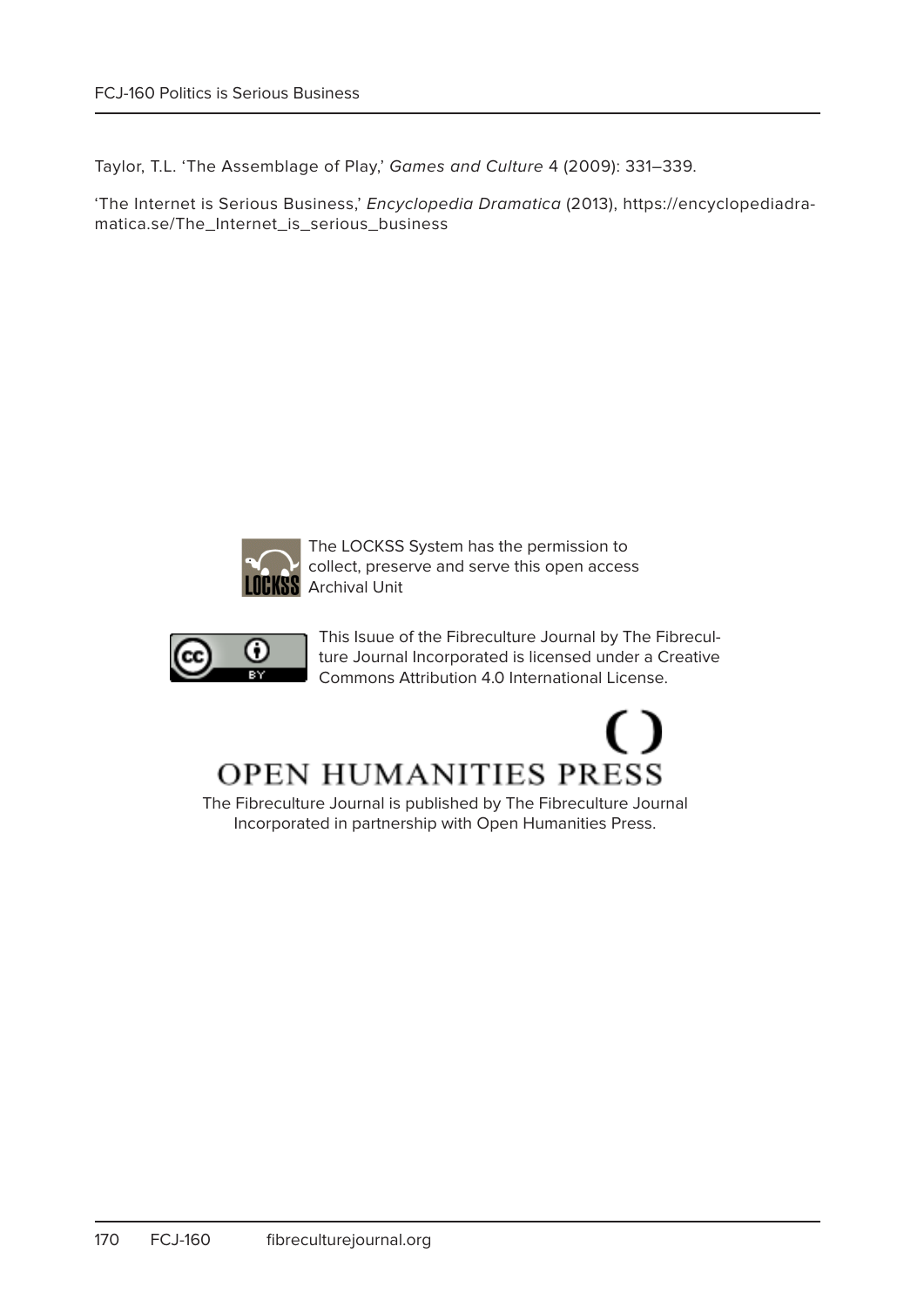Taylor, T.L. 'The Assemblage of Play,' *Games and Culture* 4 (2009): 331–339.

'The Internet is Serious Business,' *Encyclopedia Dramatica* (2013), https://encyclopediadramatica.se/The_Internet_is_serious_business

The LOCKSS System has the permission to collect, preserve and serve this open access Archival Unit

This Isuue of the Fibreculture Journal by The Fibreculture Journal Incorporated is licensed under a Creative Commons Attribution 4.0 International License.

OPEN HUMANITIES PRESS

The Fibreculture Journal is published by The Fibreculture Journal Incorporated in partnership with Open Humanities Press.